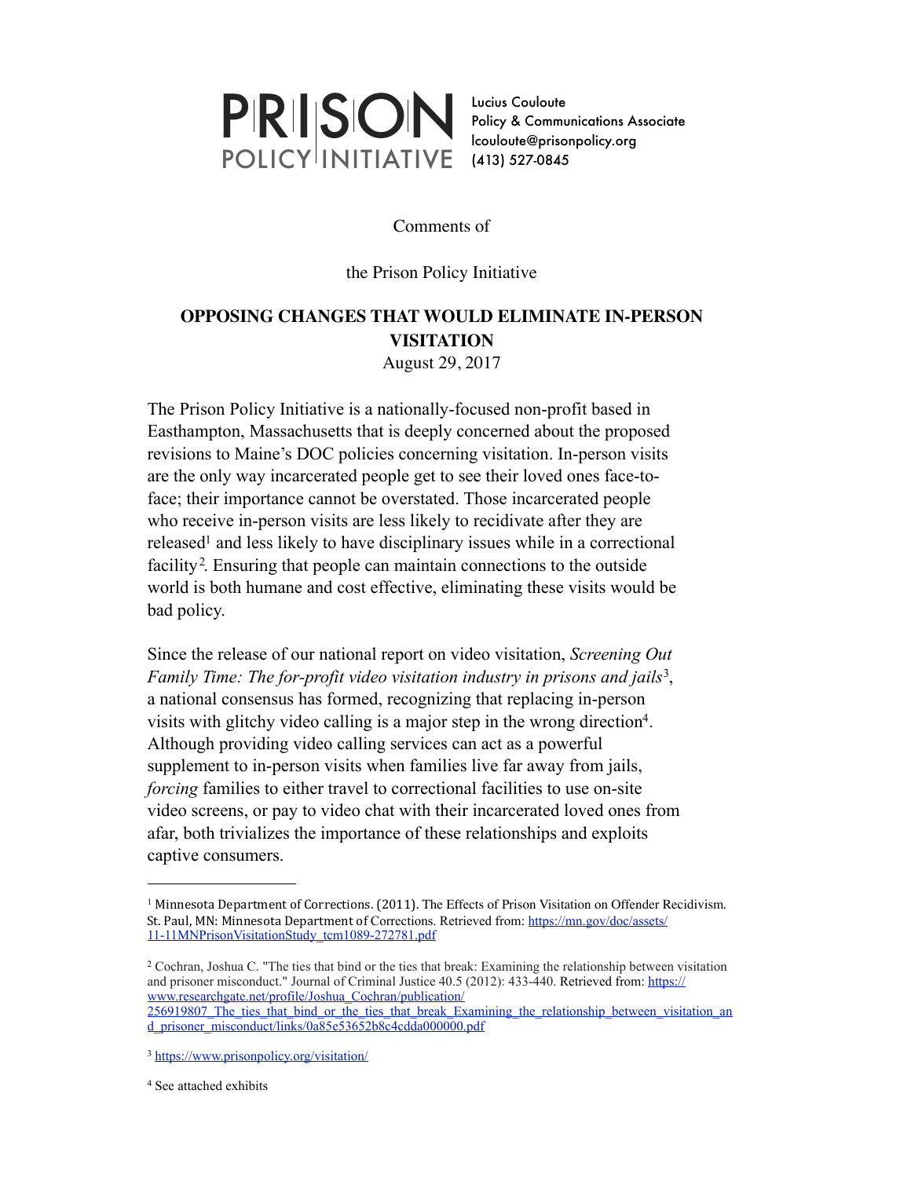**PRISON POLICY INITIATIVE**

Lucius Couloute
Policy & Communications Associate
lcouloute@prisonpolicy.org
(413) 527-0845

Comments of

the Prison Policy Initiative

## OPPOSING CHANGES THAT WOULD ELIMINATE IN-PERSON VISITATION

August 29, 2017

The Prison Policy Initiative is a nationally-focused non-profit based in Easthampton, Massachusetts that is deeply concerned about the proposed revisions to Maine's DOC policies concerning visitation. In-person visits are the only way incarcerated people get to see their loved ones face-to-face; their importance cannot be overstated. Those incarcerated people who receive in-person visits are less likely to recidivate after they are released[1] and less likely to have disciplinary issues while in a correctional facility[2]. Ensuring that people can maintain connections to the outside world is both humane and cost effective, eliminating these visits would be bad policy.

Since the release of our national report on video visitation, *Screening Out Family Time: The for-profit video visitation industry in prisons and jails*[3], a national consensus has formed, recognizing that replacing in-person visits with glitchy video calling is a major step in the wrong direction[4]. Although providing video calling services can act as a powerful supplement to in-person visits when families live far away from jails, *forcing* families to either travel to correctional facilities to use on-site video screens, or pay to video chat with their incarcerated loved ones from afar, both trivializes the importance of these relationships and exploits captive consumers.

---

[1] Minnesota Department of Corrections. (2011). The Effects of Prison Visitation on Offender Recidivism. St. Paul, MN: Minnesota Department of Corrections. Retrieved from: https://mn.gov/doc/assets/11-11MNPrisonVisitationStudy_tcm1089-272781.pdf

[2] Cochran, Joshua C. "The ties that bind or the ties that break: Examining the relationship between visitation and prisoner misconduct." Journal of Criminal Justice 40.5 (2012): 433-440. Retrieved from: https://www.researchgate.net/profile/Joshua_Cochran/publication/256919807_The_ties_that_bind_or_the_ties_that_break_Examining_the_relationship_between_visitation_and_prisoner_misconduct/links/0a85e53652b8c4cdda000000.pdf

[3] https://www.prisonpolicy.org/visitation/

[4] See attached exhibits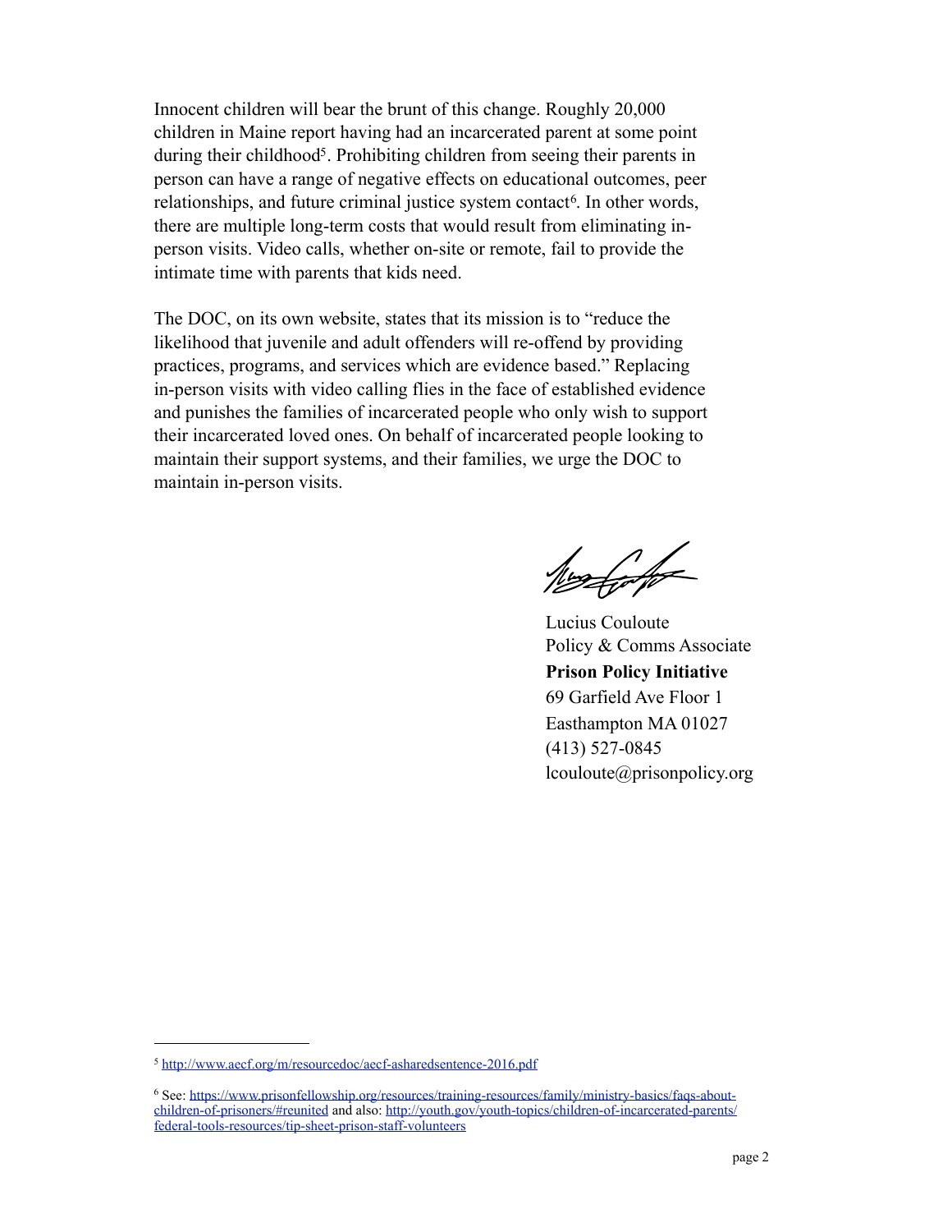Innocent children will bear the brunt of this change. Roughly 20,000 children in Maine report having had an incarcerated parent at some point during their childhood[5]. Prohibiting children from seeing their parents in person can have a range of negative effects on educational outcomes, peer relationships, and future criminal justice system contact[6]. In other words, there are multiple long-term costs that would result from eliminating in-person visits. Video calls, whether on-site or remote, fail to provide the intimate time with parents that kids need.

The DOC, on its own website, states that its mission is to "reduce the likelihood that juvenile and adult offenders will re-offend by providing practices, programs, and services which are evidence based." Replacing in-person visits with video calling flies in the face of established evidence and punishes the families of incarcerated people who only wish to support their incarcerated loved ones. On behalf of incarcerated people looking to maintain their support systems, and their families, we urge the DOC to maintain in-person visits.

Lucius Couloute
Policy & Comms Associate
**Prison Policy Initiative**
69 Garfield Ave Floor 1
Easthampton MA 01027
(413) 527-0845
lcouloute@prisonpolicy.org

---

[5] http://www.aecf.org/m/resourcedoc/aecf-asharedsentence-2016.pdf

[6] See: https://www.prisonfellowship.org/resources/training-resources/family/ministry-basics/faqs-about-children-of-prisoners/#reunited and also: http://youth.gov/youth-topics/children-of-incarcerated-parents/federal-tools-resources/tip-sheet-prison-staff-volunteers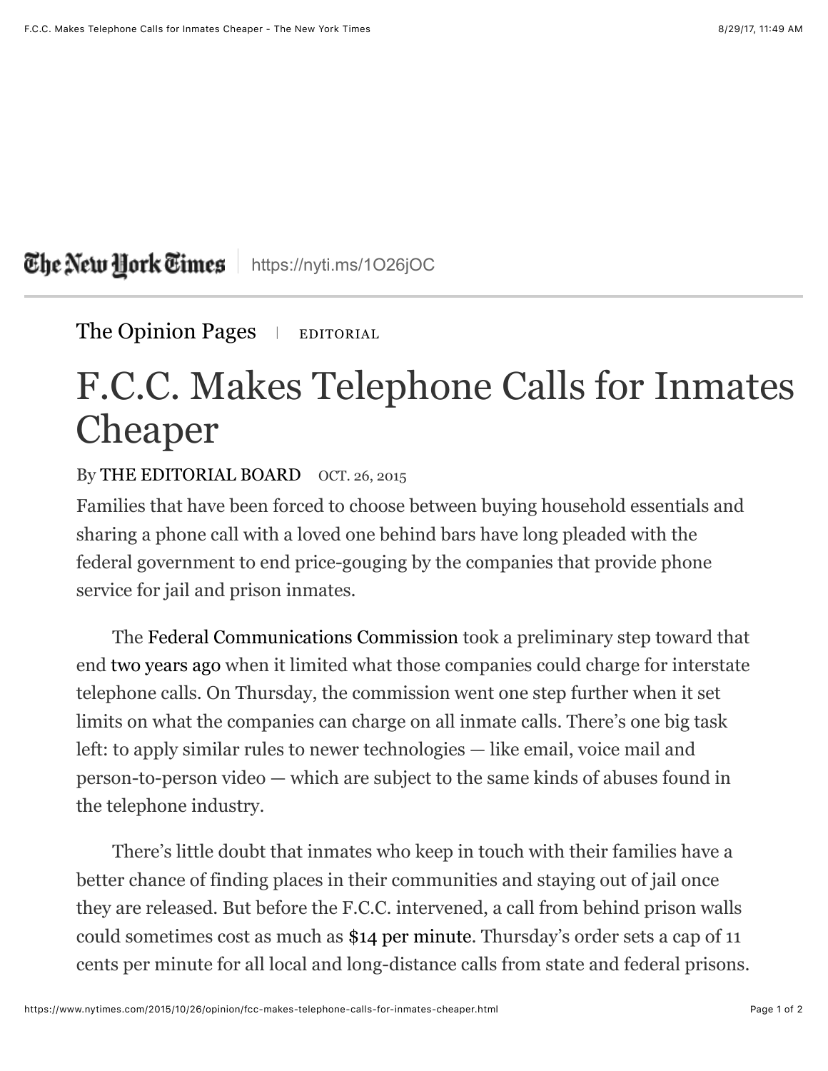The New York Times | https://nyti.ms/1O26jOC

The Opinion Pages | EDITORIAL

# F.C.C. Makes Telephone Calls for Inmates Cheaper

By THE EDITORIAL BOARD OCT. 26, 2015

Families that have been forced to choose between buying household essentials and sharing a phone call with a loved one behind bars have long pleaded with the federal government to end price-gouging by the companies that provide phone service for jail and prison inmates.

The Federal Communications Commission took a preliminary step toward that end two years ago when it limited what those companies could charge for interstate telephone calls. On Thursday, the commission went one step further when it set limits on what the companies can charge on all inmate calls. There's one big task left: to apply similar rules to newer technologies — like email, voice mail and person-to-person video — which are subject to the same kinds of abuses found in the telephone industry.

There's little doubt that inmates who keep in touch with their families have a better chance of finding places in their communities and staying out of jail once they are released. But before the F.C.C. intervened, a call from behind prison walls could sometimes cost as much as $14 per minute. Thursday's order sets a cap of 11 cents per minute for all local and long-distance calls from state and federal prisons.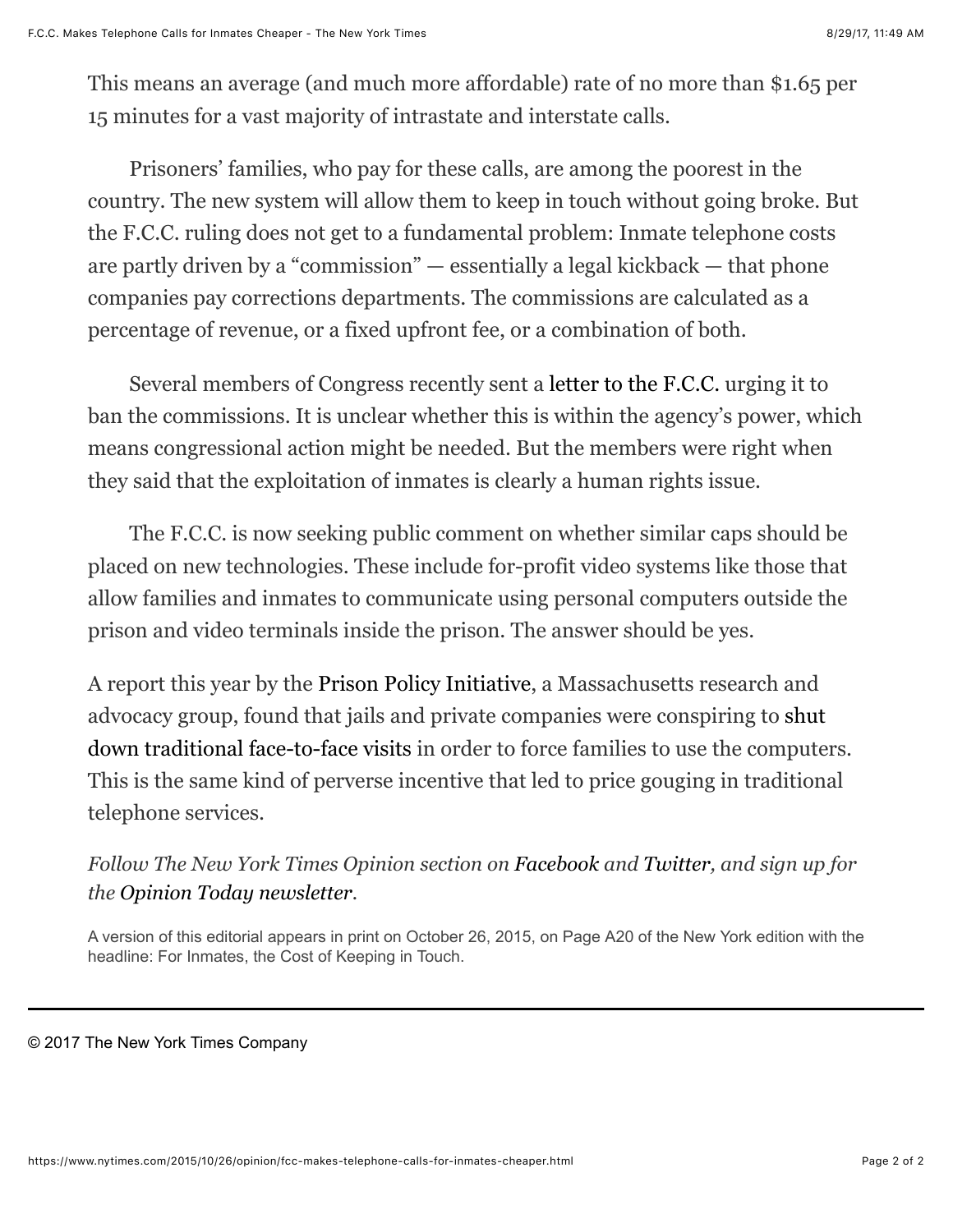This means an average (and much more affordable) rate of no more than $1.65 per 15 minutes for a vast majority of intrastate and interstate calls.

Prisoners' families, who pay for these calls, are among the poorest in the country. The new system will allow them to keep in touch without going broke. But the F.C.C. ruling does not get to a fundamental problem: Inmate telephone costs are partly driven by a "commission" — essentially a legal kickback — that phone companies pay corrections departments. The commissions are calculated as a percentage of revenue, or a fixed upfront fee, or a combination of both.

Several members of Congress recently sent a letter to the F.C.C. urging it to ban the commissions. It is unclear whether this is within the agency's power, which means congressional action might be needed. But the members were right when they said that the exploitation of inmates is clearly a human rights issue.

The F.C.C. is now seeking public comment on whether similar caps should be placed on new technologies. These include for-profit video systems like those that allow families and inmates to communicate using personal computers outside the prison and video terminals inside the prison. The answer should be yes.

A report this year by the Prison Policy Initiative, a Massachusetts research and advocacy group, found that jails and private companies were conspiring to shut down traditional face-to-face visits in order to force families to use the computers. This is the same kind of perverse incentive that led to price gouging in traditional telephone services.

*Follow The New York Times Opinion section on Facebook and Twitter, and sign up for the Opinion Today newsletter.*

A version of this editorial appears in print on October 26, 2015, on Page A20 of the New York edition with the headline: For Inmates, the Cost of Keeping in Touch.

© 2017 The New York Times Company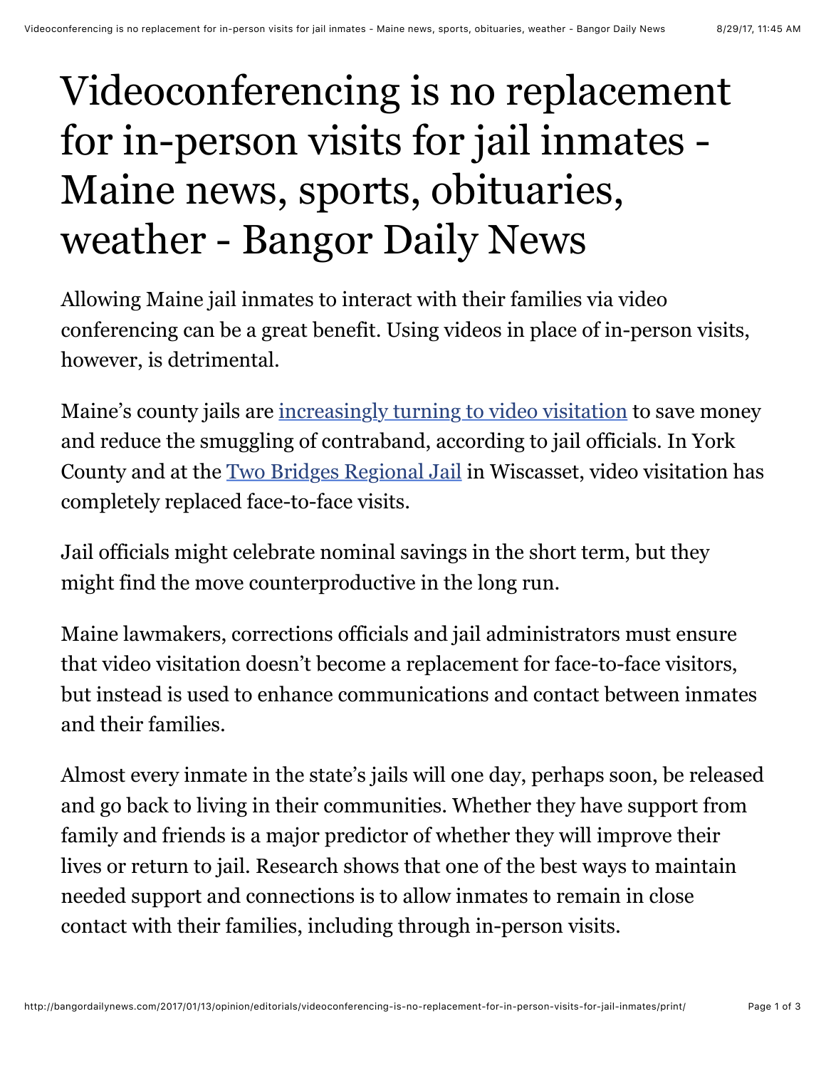# Videoconferencing is no replacement for in-person visits for jail inmates - Maine news, sports, obituaries, weather - Bangor Daily News

Allowing Maine jail inmates to interact with their families via video conferencing can be a great benefit. Using videos in place of in-person visits, however, is detrimental.

Maine's county jails are [increasingly turning to video visitation] to save money and reduce the smuggling of contraband, according to jail officials. In York County and at the [Two Bridges Regional Jail] in Wiscasset, video visitation has completely replaced face-to-face visits.

Jail officials might celebrate nominal savings in the short term, but they might find the move counterproductive in the long run.

Maine lawmakers, corrections officials and jail administrators must ensure that video visitation doesn't become a replacement for face-to-face visitors, but instead is used to enhance communications and contact between inmates and their families.

Almost every inmate in the state's jails will one day, perhaps soon, be released and go back to living in their communities. Whether they have support from family and friends is a major predictor of whether they will improve their lives or return to jail. Research shows that one of the best ways to maintain needed support and connections is to allow inmates to remain in close contact with their families, including through in-person visits.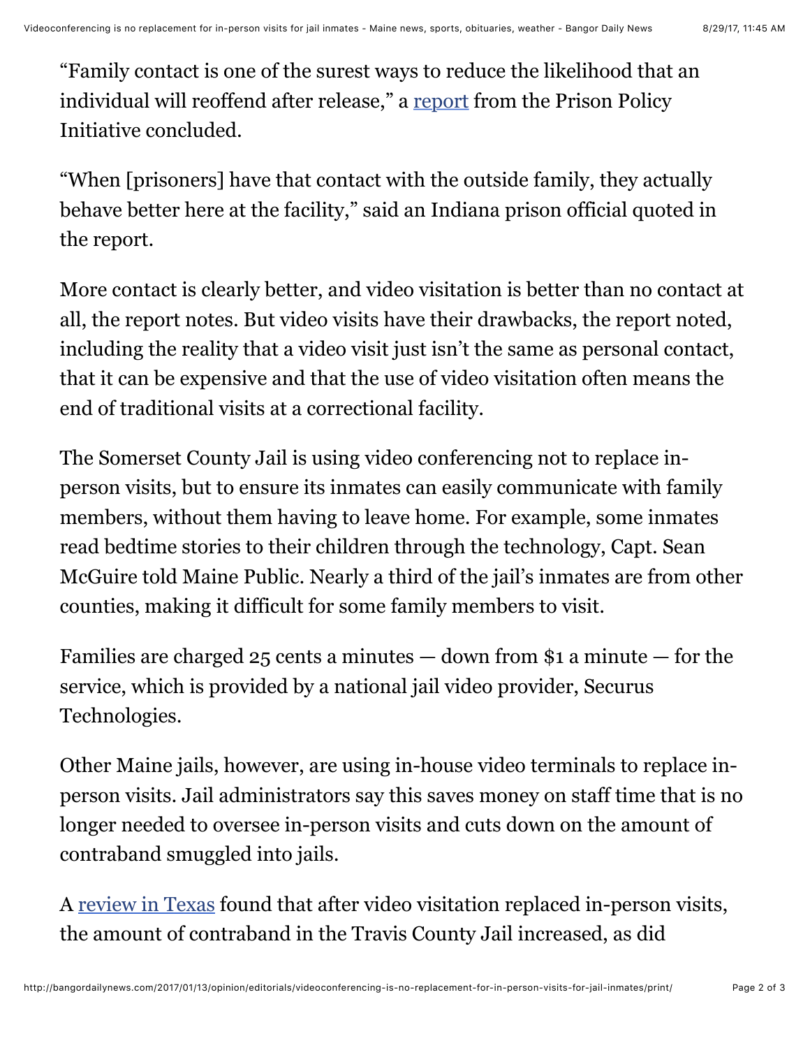"Family contact is one of the surest ways to reduce the likelihood that an individual will reoffend after release," a [report](#) from the Prison Policy Initiative concluded.

"When [prisoners] have that contact with the outside family, they actually behave better here at the facility," said an Indiana prison official quoted in the report.

More contact is clearly better, and video visitation is better than no contact at all, the report notes. But video visits have their drawbacks, the report noted, including the reality that a video visit just isn't the same as personal contact, that it can be expensive and that the use of video visitation often means the end of traditional visits at a correctional facility.

The Somerset County Jail is using video conferencing not to replace in-person visits, but to ensure its inmates can easily communicate with family members, without them having to leave home. For example, some inmates read bedtime stories to their children through the technology, Capt. Sean McGuire told Maine Public. Nearly a third of the jail's inmates are from other counties, making it difficult for some family members to visit.

Families are charged 25 cents a minutes — down from $1 a minute — for the service, which is provided by a national jail video provider, Securus Technologies.

Other Maine jails, however, are using in-house video terminals to replace in-person visits. Jail administrators say this saves money on staff time that is no longer needed to oversee in-person visits and cuts down on the amount of contraband smuggled into jails.

A [review in Texas](#) found that after video visitation replaced in-person visits, the amount of contraband in the Travis County Jail increased, as did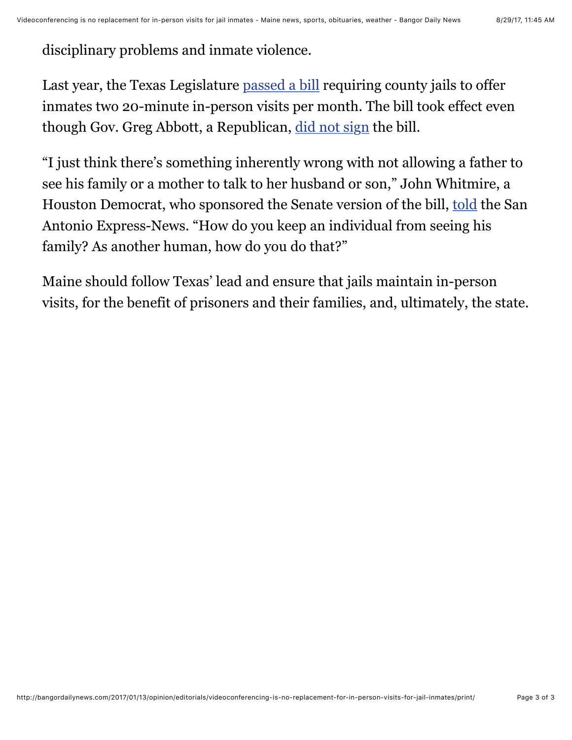disciplinary problems and inmate violence.

Last year, the Texas Legislature passed a bill requiring county jails to offer inmates two 20-minute in-person visits per month. The bill took effect even though Gov. Greg Abbott, a Republican, did not sign the bill.

"I just think there's something inherently wrong with not allowing a father to see his family or a mother to talk to her husband or son," John Whitmire, a Houston Democrat, who sponsored the Senate version of the bill, told the San Antonio Express-News. "How do you keep an individual from seeing his family? As another human, how do you do that?"

Maine should follow Texas' lead and ensure that jails maintain in-person visits, for the benefit of prisoners and their families, and, ultimately, the state.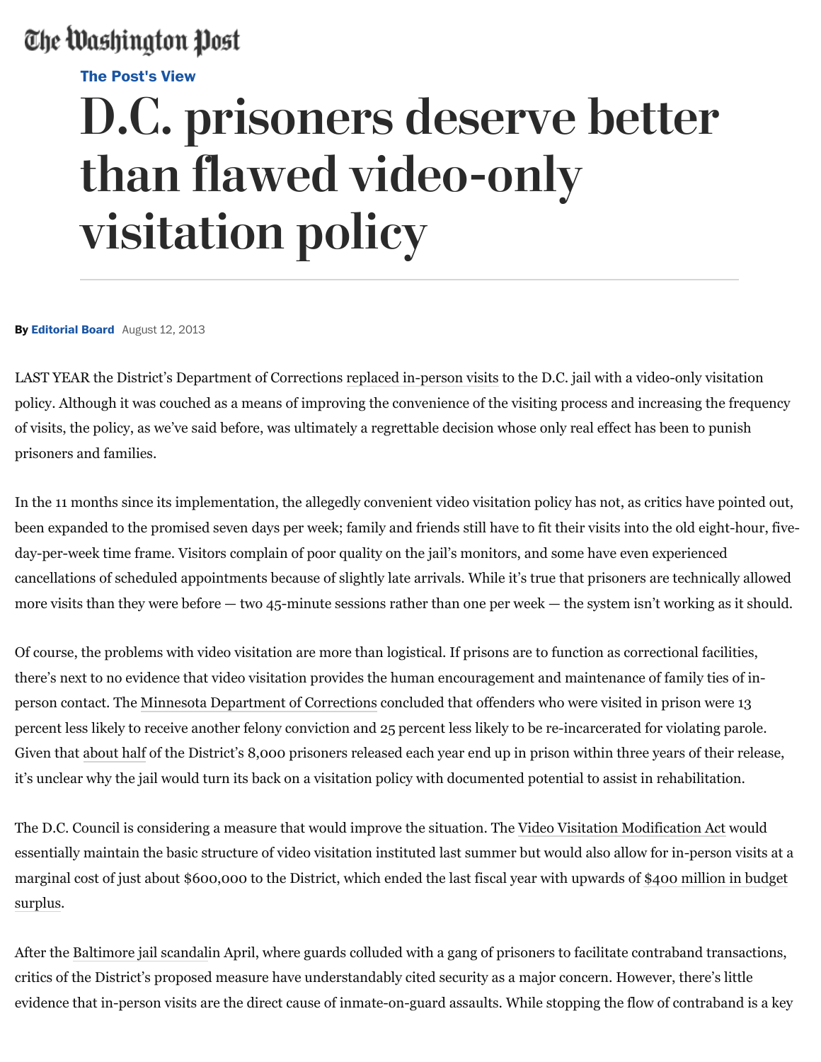The Washington Post

The Post's View

# D.C. prisoners deserve better than flawed video-only visitation policy

**By** Editorial Board August 12, 2013

LAST YEAR the District's Department of Corrections replaced in-person visits to the D.C. jail with a video-only visitation policy. Although it was couched as a means of improving the convenience of the visiting process and increasing the frequency of visits, the policy, as we've said before, was ultimately a regrettable decision whose only real effect has been to punish prisoners and families.

In the 11 months since its implementation, the allegedly convenient video visitation policy has not, as critics have pointed out, been expanded to the promised seven days per week; family and friends still have to fit their visits into the old eight-hour, five-day-per-week time frame. Visitors complain of poor quality on the jail's monitors, and some have even experienced cancellations of scheduled appointments because of slightly late arrivals. While it's true that prisoners are technically allowed more visits than they were before — two 45-minute sessions rather than one per week — the system isn't working as it should.

Of course, the problems with video visitation are more than logistical. If prisons are to function as correctional facilities, there's next to no evidence that video visitation provides the human encouragement and maintenance of family ties of in-person contact. The Minnesota Department of Corrections concluded that offenders who were visited in prison were 13 percent less likely to receive another felony conviction and 25 percent less likely to be re-incarcerated for violating parole. Given that about half of the District's 8,000 prisoners released each year end up in prison within three years of their release, it's unclear why the jail would turn its back on a visitation policy with documented potential to assist in rehabilitation.

The D.C. Council is considering a measure that would improve the situation. The Video Visitation Modification Act would essentially maintain the basic structure of video visitation instituted last summer but would also allow for in-person visits at a marginal cost of just about $600,000 to the District, which ended the last fiscal year with upwards of $400 million in budget surplus.

After the Baltimore jail scandalin April, where guards colluded with a gang of prisoners to facilitate contraband transactions, critics of the District's proposed measure have understandably cited security as a major concern. However, there's little evidence that in-person visits are the direct cause of inmate-on-guard assaults. While stopping the flow of contraband is a key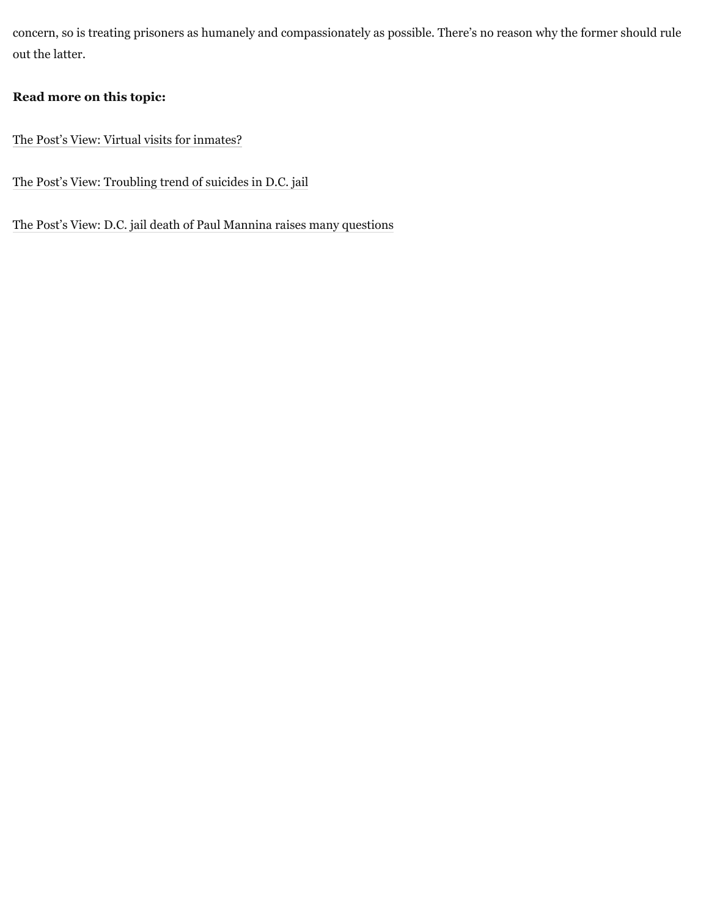concern, so is treating prisoners as humanely and compassionately as possible. There's no reason why the former should rule out the latter.

**Read more on this topic:**

The Post's View: Virtual visits for inmates?

The Post's View: Troubling trend of suicides in D.C. jail

The Post's View: D.C. jail death of Paul Mannina raises many questions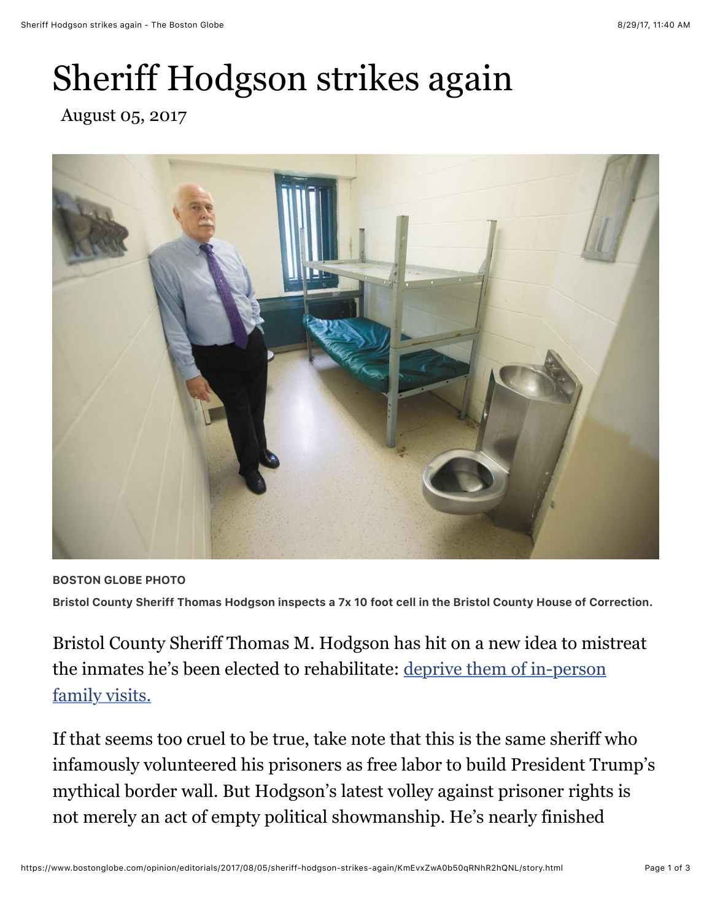# Sheriff Hodgson strikes again

August 05, 2017

BOSTON GLOBE PHOTO

**Bristol County Sheriff Thomas Hodgson inspects a 7x 10 foot cell in the Bristol County House of Correction.**

Bristol County Sheriff Thomas M. Hodgson has hit on a new idea to mistreat the inmates he's been elected to rehabilitate: deprive them of in-person family visits.

If that seems too cruel to be true, take note that this is the same sheriff who infamously volunteered his prisoners as free labor to build President Trump's mythical border wall. But Hodgson's latest volley against prisoner rights is not merely an act of empty political showmanship. He's nearly finished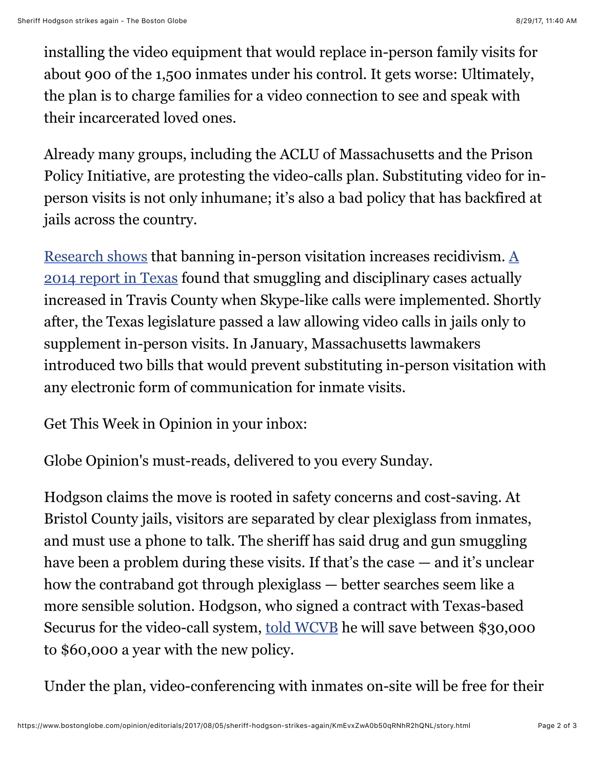installing the video equipment that would replace in-person family visits for about 900 of the 1,500 inmates under his control. It gets worse: Ultimately, the plan is to charge families for a video connection to see and speak with their incarcerated loved ones.

Already many groups, including the ACLU of Massachusetts and the Prison Policy Initiative, are protesting the video-calls plan. Substituting video for in-person visits is not only inhumane; it's also a bad policy that has backfired at jails across the country.

Research shows that banning in-person visitation increases recidivism. A 2014 report in Texas found that smuggling and disciplinary cases actually increased in Travis County when Skype-like calls were implemented. Shortly after, the Texas legislature passed a law allowing video calls in jails only to supplement in-person visits. In January, Massachusetts lawmakers introduced two bills that would prevent substituting in-person visitation with any electronic form of communication for inmate visits.

Get This Week in Opinion in your inbox:

Globe Opinion's must-reads, delivered to you every Sunday.

Hodgson claims the move is rooted in safety concerns and cost-saving. At Bristol County jails, visitors are separated by clear plexiglass from inmates, and must use a phone to talk. The sheriff has said drug and gun smuggling have been a problem during these visits. If that's the case — and it's unclear how the contraband got through plexiglass — better searches seem like a more sensible solution. Hodgson, who signed a contract with Texas-based Securus for the video-call system, told WCVB he will save between $30,000 to $60,000 a year with the new policy.

Under the plan, video-conferencing with inmates on-site will be free for their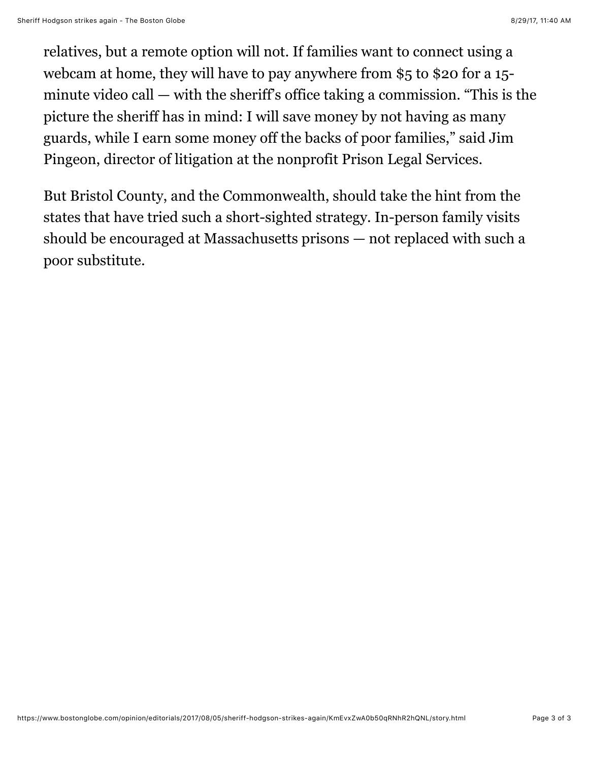relatives, but a remote option will not. If families want to connect using a webcam at home, they will have to pay anywhere from $5 to $20 for a 15-minute video call — with the sheriff's office taking a commission. "This is the picture the sheriff has in mind: I will save money by not having as many guards, while I earn some money off the backs of poor families," said Jim Pingeon, director of litigation at the nonprofit Prison Legal Services.

But Bristol County, and the Commonwealth, should take the hint from the states that have tried such a short-sighted strategy. In-person family visits should be encouraged at Massachusetts prisons — not replaced with such a poor substitute.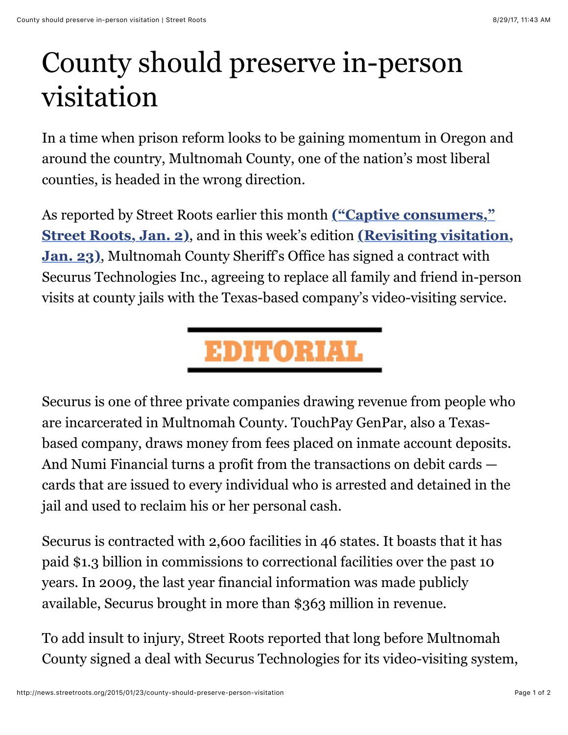# County should preserve in-person visitation

In a time when prison reform looks to be gaining momentum in Oregon and around the country, Multnomah County, one of the nation's most liberal counties, is headed in the wrong direction.

As reported by Street Roots earlier this month **("Captive consumers," Street Roots, Jan. 2)**, and in this week's edition **(Revisiting visitation, Jan. 23)**, Multnomah County Sheriff's Office has signed a contract with Securus Technologies Inc., agreeing to replace all family and friend in-person visits at county jails with the Texas-based company's video-visiting service.

EDITORIAL

Securus is one of three private companies drawing revenue from people who are incarcerated in Multnomah County. TouchPay GenPar, also a Texas-based company, draws money from fees placed on inmate account deposits. And Numi Financial turns a profit from the transactions on debit cards — cards that are issued to every individual who is arrested and detained in the jail and used to reclaim his or her personal cash.

Securus is contracted with 2,600 facilities in 46 states. It boasts that it has paid $1.3 billion in commissions to correctional facilities over the past 10 years. In 2009, the last year financial information was made publicly available, Securus brought in more than $363 million in revenue.

To add insult to injury, Street Roots reported that long before Multnomah County signed a deal with Securus Technologies for its video-visiting system,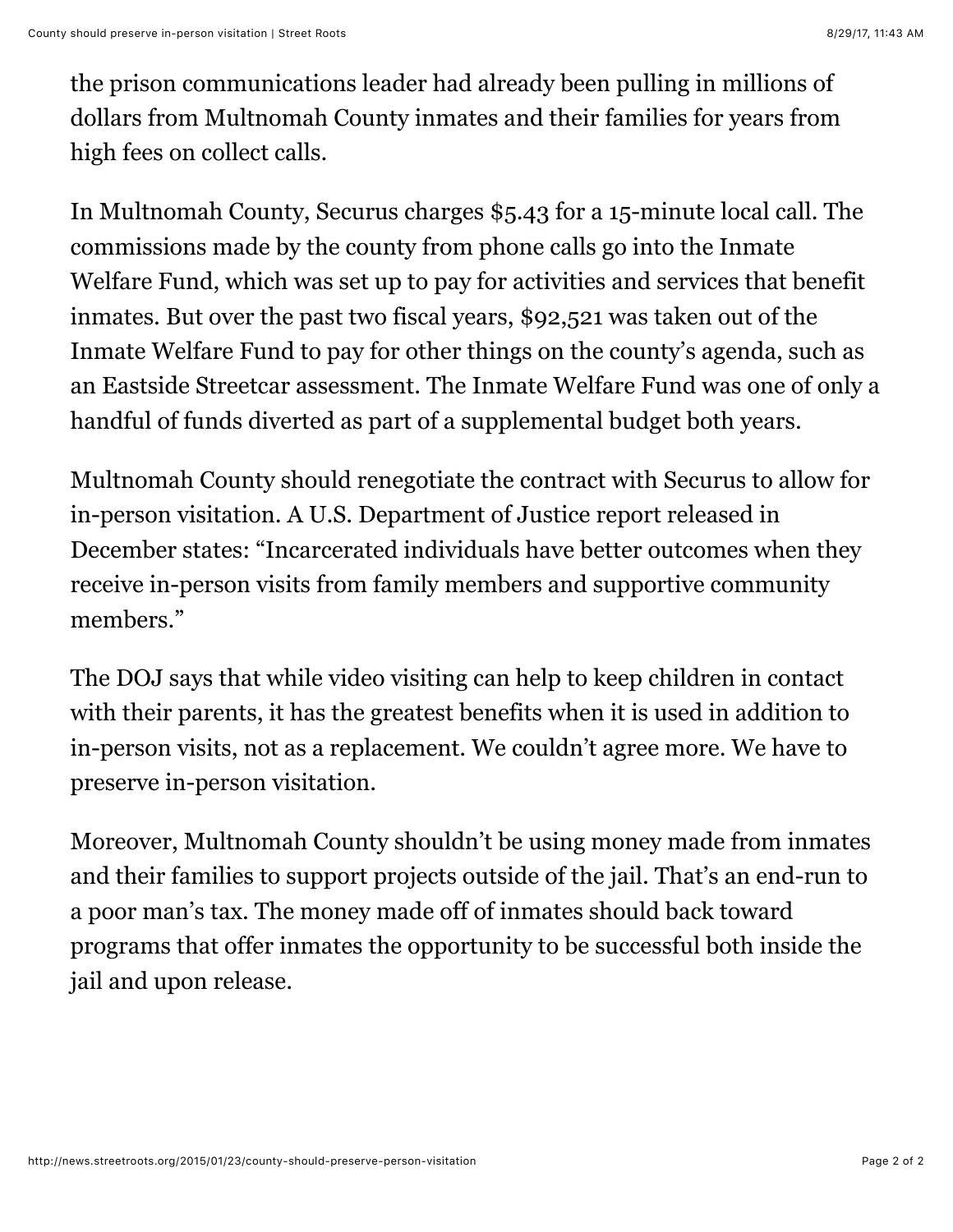the prison communications leader had already been pulling in millions of dollars from Multnomah County inmates and their families for years from high fees on collect calls.

In Multnomah County, Securus charges $5.43 for a 15-minute local call. The commissions made by the county from phone calls go into the Inmate Welfare Fund, which was set up to pay for activities and services that benefit inmates. But over the past two fiscal years, $92,521 was taken out of the Inmate Welfare Fund to pay for other things on the county's agenda, such as an Eastside Streetcar assessment. The Inmate Welfare Fund was one of only a handful of funds diverted as part of a supplemental budget both years.

Multnomah County should renegotiate the contract with Securus to allow for in-person visitation. A U.S. Department of Justice report released in December states: "Incarcerated individuals have better outcomes when they receive in-person visits from family members and supportive community members."

The DOJ says that while video visiting can help to keep children in contact with their parents, it has the greatest benefits when it is used in addition to in-person visits, not as a replacement. We couldn't agree more. We have to preserve in-person visitation.

Moreover, Multnomah County shouldn't be using money made from inmates and their families to support projects outside of the jail. That's an end-run to a poor man's tax. The money made off of inmates should back toward programs that offer inmates the opportunity to be successful both inside the jail and upon release.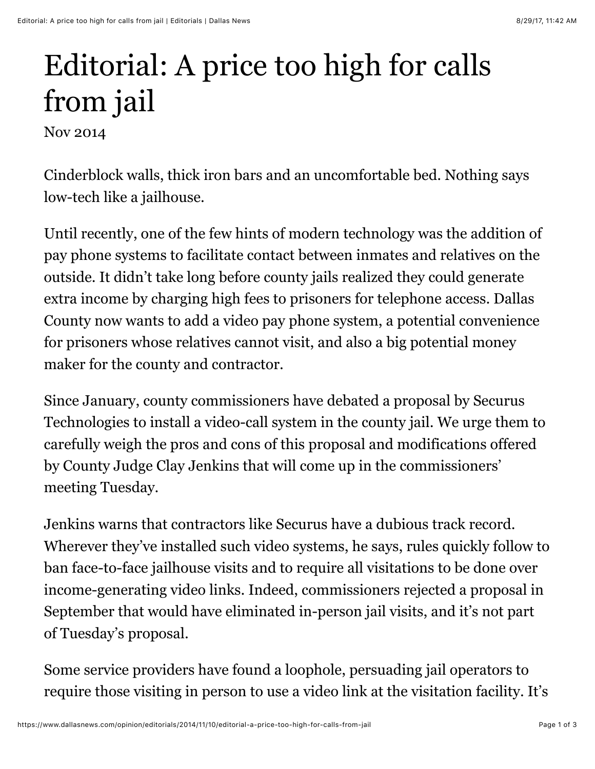# Editorial: A price too high for calls from jail

Nov 2014

Cinderblock walls, thick iron bars and an uncomfortable bed. Nothing says low-tech like a jailhouse.

Until recently, one of the few hints of modern technology was the addition of pay phone systems to facilitate contact between inmates and relatives on the outside. It didn't take long before county jails realized they could generate extra income by charging high fees to prisoners for telephone access. Dallas County now wants to add a video pay phone system, a potential convenience for prisoners whose relatives cannot visit, and also a big potential money maker for the county and contractor.

Since January, county commissioners have debated a proposal by Securus Technologies to install a video-call system in the county jail. We urge them to carefully weigh the pros and cons of this proposal and modifications offered by County Judge Clay Jenkins that will come up in the commissioners' meeting Tuesday.

Jenkins warns that contractors like Securus have a dubious track record. Wherever they've installed such video systems, he says, rules quickly follow to ban face-to-face jailhouse visits and to require all visitations to be done over income-generating video links. Indeed, commissioners rejected a proposal in September that would have eliminated in-person jail visits, and it's not part of Tuesday's proposal.

Some service providers have found a loophole, persuading jail operators to require those visiting in person to use a video link at the visitation facility. It's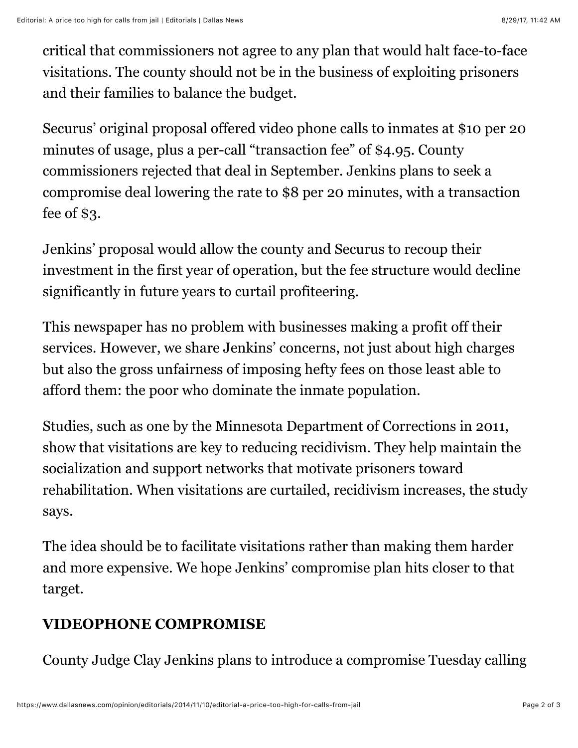critical that commissioners not agree to any plan that would halt face-to-face visitations. The county should not be in the business of exploiting prisoners and their families to balance the budget.

Securus' original proposal offered video phone calls to inmates at $10 per 20 minutes of usage, plus a per-call "transaction fee" of $4.95. County commissioners rejected that deal in September. Jenkins plans to seek a compromise deal lowering the rate to $8 per 20 minutes, with a transaction fee of $3.

Jenkins' proposal would allow the county and Securus to recoup their investment in the first year of operation, but the fee structure would decline significantly in future years to curtail profiteering.

This newspaper has no problem with businesses making a profit off their services. However, we share Jenkins' concerns, not just about high charges but also the gross unfairness of imposing hefty fees on those least able to afford them: the poor who dominate the inmate population.

Studies, such as one by the Minnesota Department of Corrections in 2011, show that visitations are key to reducing recidivism. They help maintain the socialization and support networks that motivate prisoners toward rehabilitation. When visitations are curtailed, recidivism increases, the study says.

The idea should be to facilitate visitations rather than making them harder and more expensive. We hope Jenkins' compromise plan hits closer to that target.

## VIDEOPHONE COMPROMISE

County Judge Clay Jenkins plans to introduce a compromise Tuesday calling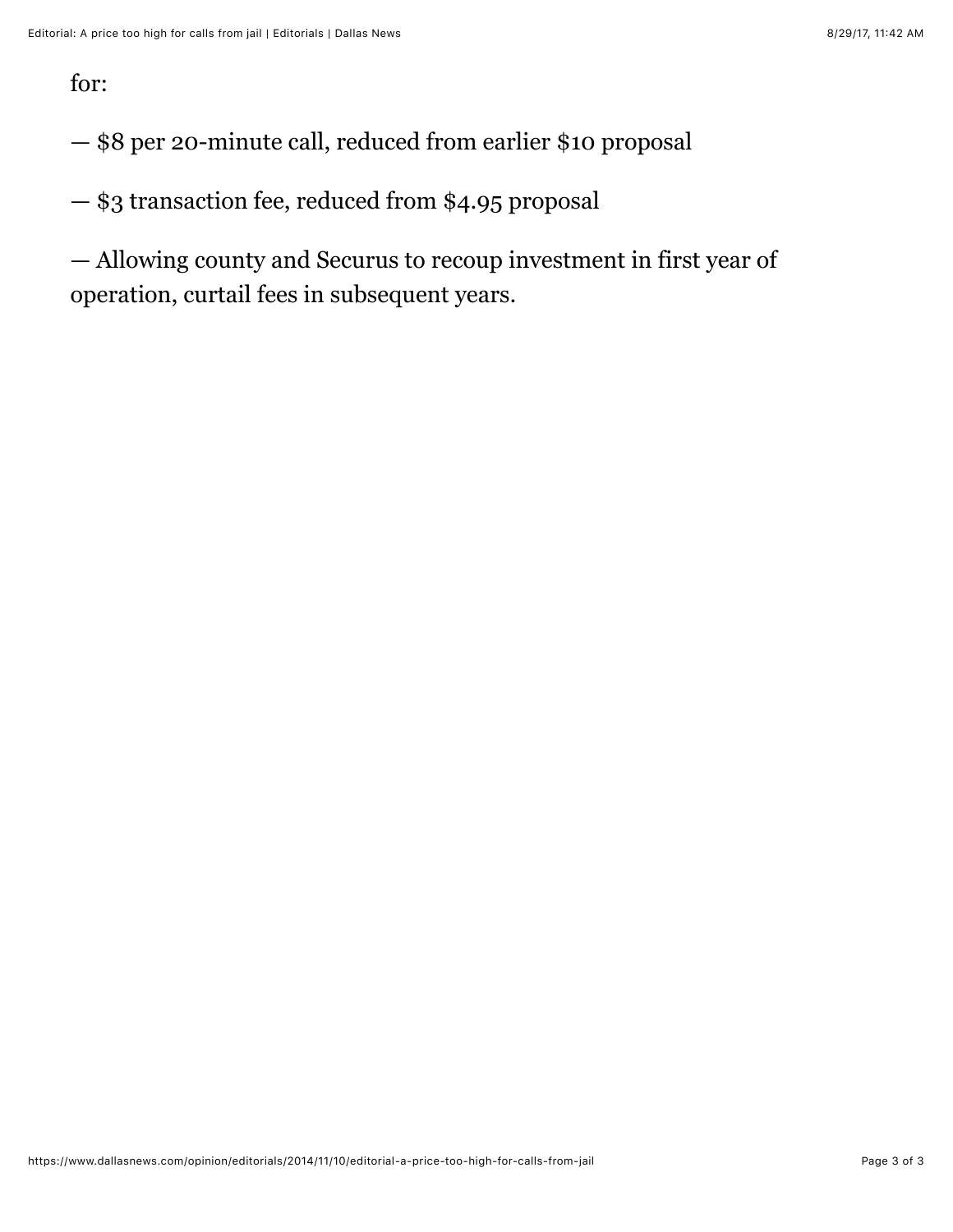for:

— $8 per 20-minute call, reduced from earlier $10 proposal

— $3 transaction fee, reduced from $4.95 proposal

— Allowing county and Securus to recoup investment in first year of operation, curtail fees in subsequent years.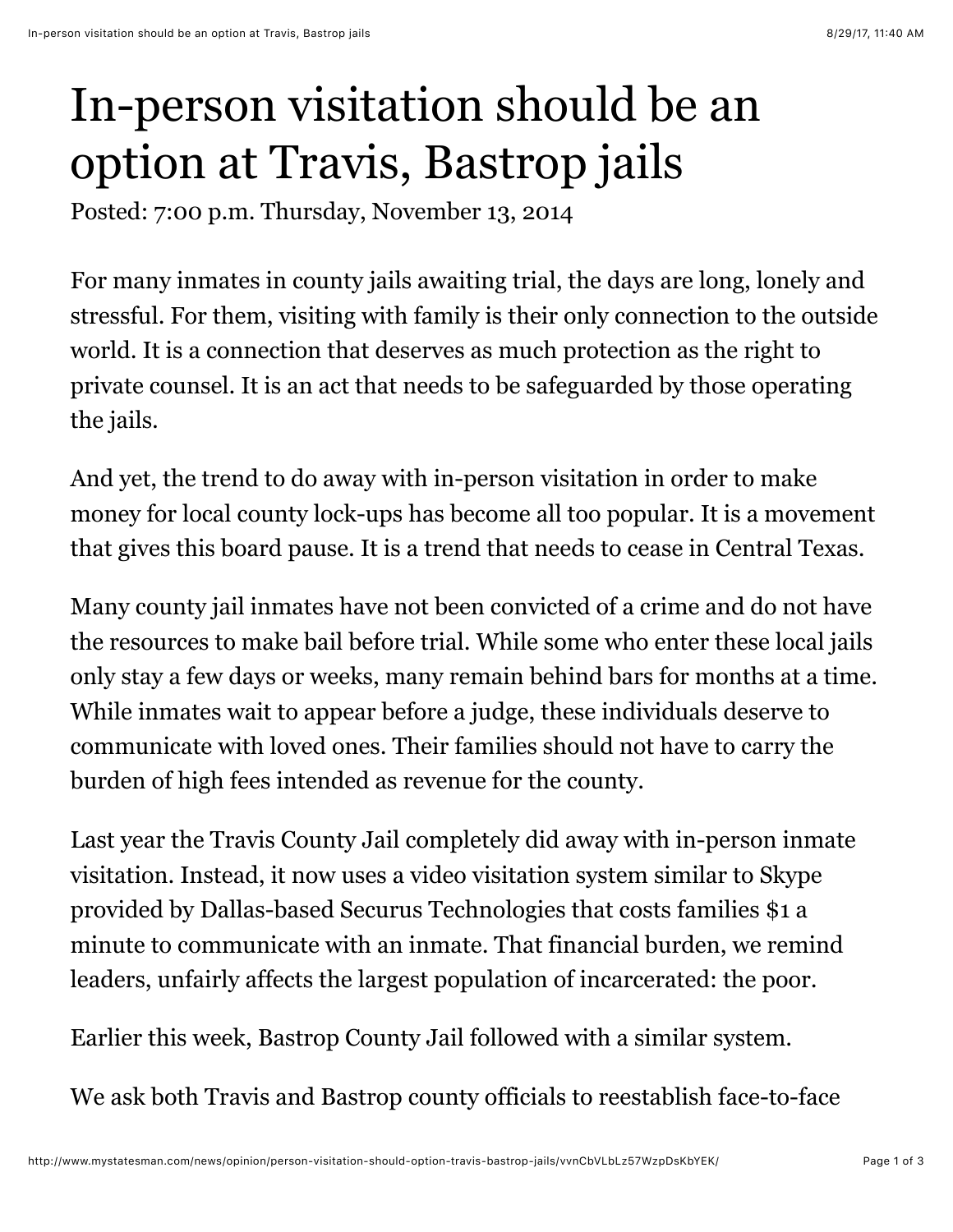# In-person visitation should be an option at Travis, Bastrop jails

Posted: 7:00 p.m. Thursday, November 13, 2014

For many inmates in county jails awaiting trial, the days are long, lonely and stressful. For them, visiting with family is their only connection to the outside world. It is a connection that deserves as much protection as the right to private counsel. It is an act that needs to be safeguarded by those operating the jails.

And yet, the trend to do away with in-person visitation in order to make money for local county lock-ups has become all too popular. It is a movement that gives this board pause. It is a trend that needs to cease in Central Texas.

Many county jail inmates have not been convicted of a crime and do not have the resources to make bail before trial. While some who enter these local jails only stay a few days or weeks, many remain behind bars for months at a time. While inmates wait to appear before a judge, these individuals deserve to communicate with loved ones. Their families should not have to carry the burden of high fees intended as revenue for the county.

Last year the Travis County Jail completely did away with in-person inmate visitation. Instead, it now uses a video visitation system similar to Skype provided by Dallas-based Securus Technologies that costs families $1 a minute to communicate with an inmate. That financial burden, we remind leaders, unfairly affects the largest population of incarcerated: the poor.

Earlier this week, Bastrop County Jail followed with a similar system.

We ask both Travis and Bastrop county officials to reestablish face-to-face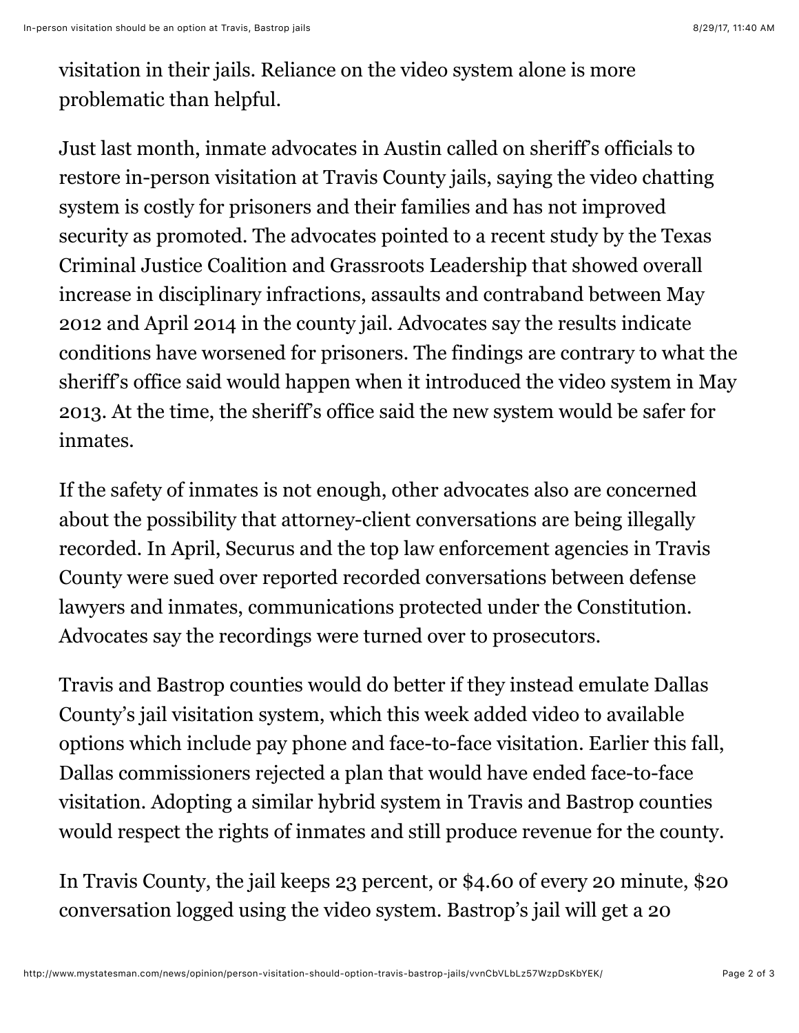visitation in their jails. Reliance on the video system alone is more problematic than helpful.

Just last month, inmate advocates in Austin called on sheriff's officials to restore in-person visitation at Travis County jails, saying the video chatting system is costly for prisoners and their families and has not improved security as promoted. The advocates pointed to a recent study by the Texas Criminal Justice Coalition and Grassroots Leadership that showed overall increase in disciplinary infractions, assaults and contraband between May 2012 and April 2014 in the county jail. Advocates say the results indicate conditions have worsened for prisoners. The findings are contrary to what the sheriff's office said would happen when it introduced the video system in May 2013. At the time, the sheriff's office said the new system would be safer for inmates.

If the safety of inmates is not enough, other advocates also are concerned about the possibility that attorney-client conversations are being illegally recorded. In April, Securus and the top law enforcement agencies in Travis County were sued over reported recorded conversations between defense lawyers and inmates, communications protected under the Constitution. Advocates say the recordings were turned over to prosecutors.

Travis and Bastrop counties would do better if they instead emulate Dallas County's jail visitation system, which this week added video to available options which include pay phone and face-to-face visitation. Earlier this fall, Dallas commissioners rejected a plan that would have ended face-to-face visitation. Adopting a similar hybrid system in Travis and Bastrop counties would respect the rights of inmates and still produce revenue for the county.

In Travis County, the jail keeps 23 percent, or $4.60 of every 20 minute, $20 conversation logged using the video system. Bastrop's jail will get a 20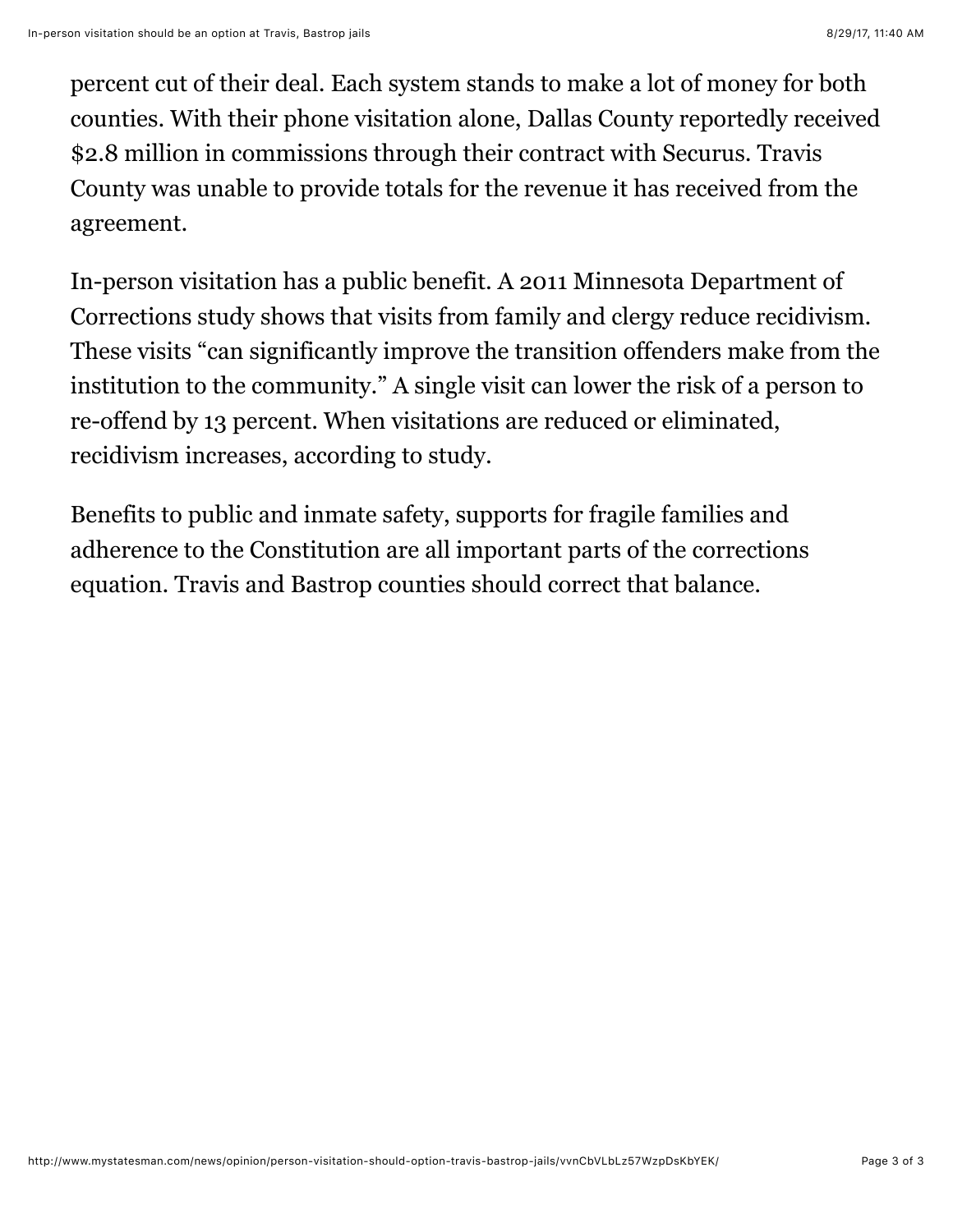percent cut of their deal. Each system stands to make a lot of money for both counties. With their phone visitation alone, Dallas County reportedly received $2.8 million in commissions through their contract with Securus. Travis County was unable to provide totals for the revenue it has received from the agreement.

In-person visitation has a public benefit. A 2011 Minnesota Department of Corrections study shows that visits from family and clergy reduce recidivism. These visits "can significantly improve the transition offenders make from the institution to the community." A single visit can lower the risk of a person to re-offend by 13 percent. When visitations are reduced or eliminated, recidivism increases, according to study.

Benefits to public and inmate safety, supports for fragile families and adherence to the Constitution are all important parts of the corrections equation. Travis and Bastrop counties should correct that balance.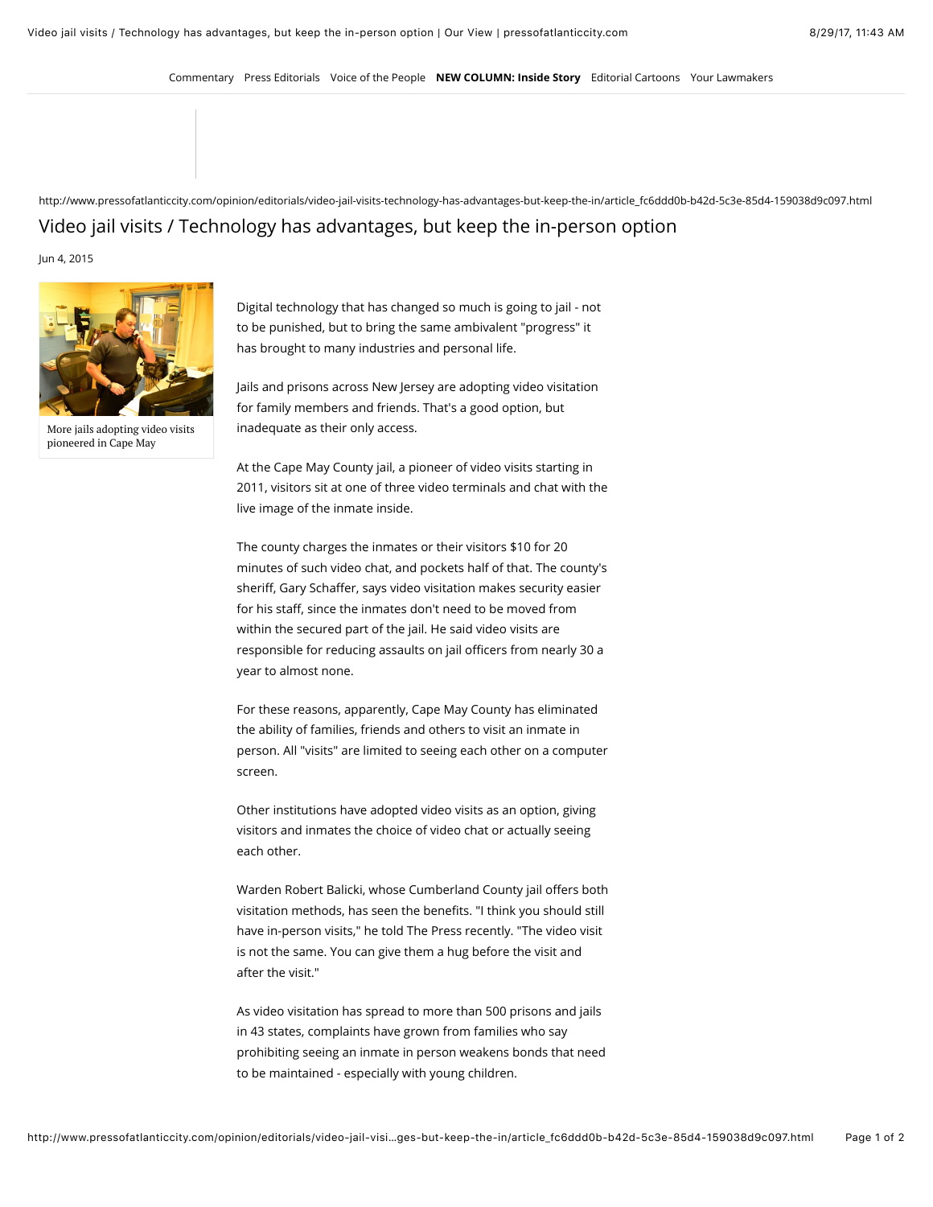Commentary Press Editorials Voice of the People **NEW COLUMN: Inside Story** Editorial Cartoons Your Lawmakers

http://www.pressofatlanticcity.com/opinion/editorials/video-jail-visits-technology-has-advantages-but-keep-the-in/article_fc6ddd0b-b42d-5c3e-85d4-159038d9c097.html

# Video jail visits / Technology has advantages, but keep the in-person option

Jun 4, 2015

More jails adopting video visits pioneered in Cape May

Digital technology that has changed so much is going to jail - not to be punished, but to bring the same ambivalent "progress" it has brought to many industries and personal life.

Jails and prisons across New Jersey are adopting video visitation for family members and friends. That's a good option, but inadequate as their only access.

At the Cape May County jail, a pioneer of video visits starting in 2011, visitors sit at one of three video terminals and chat with the live image of the inmate inside.

The county charges the inmates or their visitors $10 for 20 minutes of such video chat, and pockets half of that. The county's sheriff, Gary Schaffer, says video visitation makes security easier for his staff, since the inmates don't need to be moved from within the secured part of the jail. He said video visits are responsible for reducing assaults on jail officers from nearly 30 a year to almost none.

For these reasons, apparently, Cape May County has eliminated the ability of families, friends and others to visit an inmate in person. All "visits" are limited to seeing each other on a computer screen.

Other institutions have adopted video visits as an option, giving visitors and inmates the choice of video chat or actually seeing each other.

Warden Robert Balicki, whose Cumberland County jail offers both visitation methods, has seen the benefits. "I think you should still have in-person visits," he told The Press recently. "The video visit is not the same. You can give them a hug before the visit and after the visit."

As video visitation has spread to more than 500 prisons and jails in 43 states, complaints have grown from families who say prohibiting seeing an inmate in person weakens bonds that need to be maintained - especially with young children.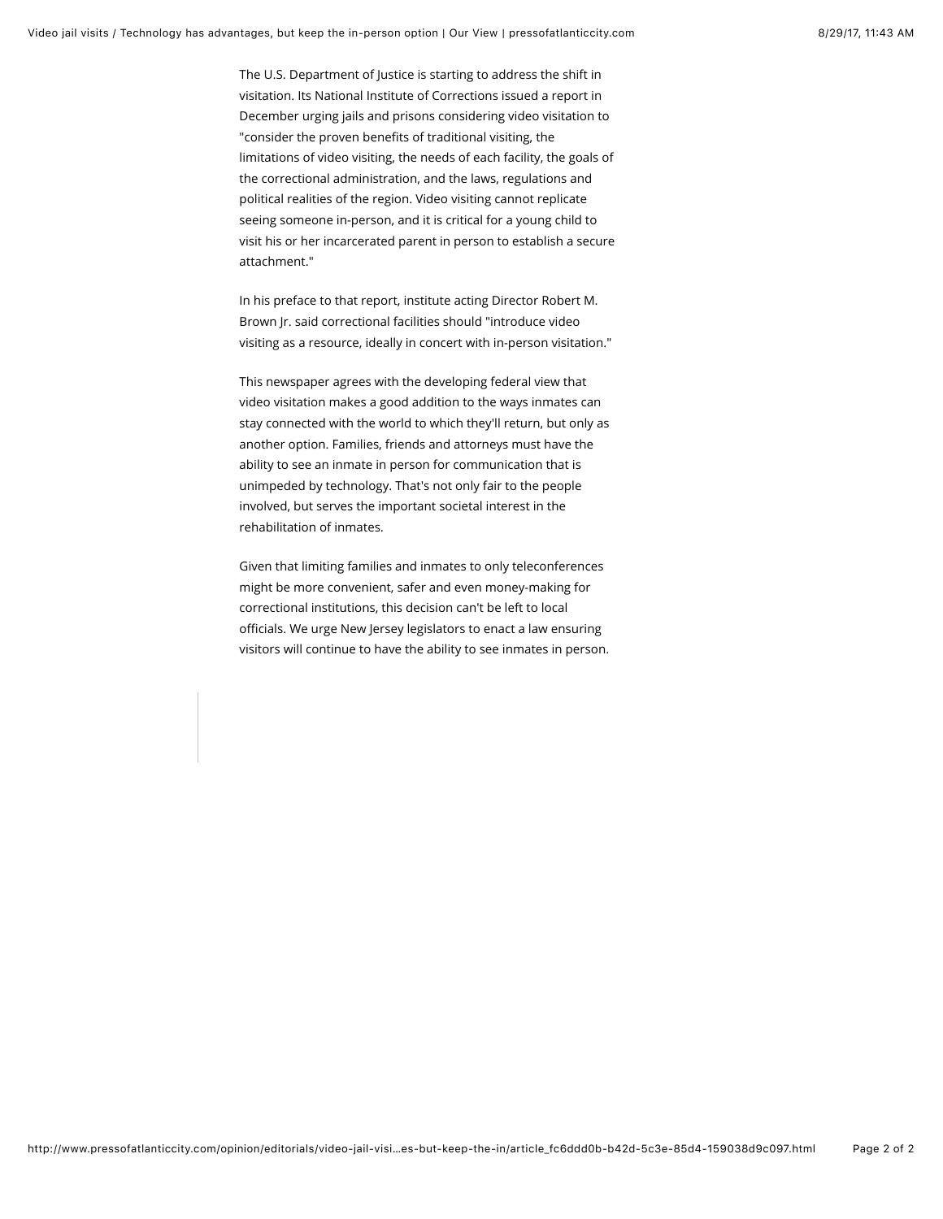The U.S. Department of Justice is starting to address the shift in visitation. Its National Institute of Corrections issued a report in December urging jails and prisons considering video visitation to "consider the proven benefits of traditional visiting, the limitations of video visiting, the needs of each facility, the goals of the correctional administration, and the laws, regulations and political realities of the region. Video visiting cannot replicate seeing someone in-person, and it is critical for a young child to visit his or her incarcerated parent in person to establish a secure attachment."

In his preface to that report, institute acting Director Robert M. Brown Jr. said correctional facilities should "introduce video visiting as a resource, ideally in concert with in-person visitation."

This newspaper agrees with the developing federal view that video visitation makes a good addition to the ways inmates can stay connected with the world to which they'll return, but only as another option. Families, friends and attorneys must have the ability to see an inmate in person for communication that is unimpeded by technology. That's not only fair to the people involved, but serves the important societal interest in the rehabilitation of inmates.

Given that limiting families and inmates to only teleconferences might be more convenient, safer and even money-making for correctional institutions, this decision can't be left to local officials. We urge New Jersey legislators to enact a law ensuring visitors will continue to have the ability to see inmates in person.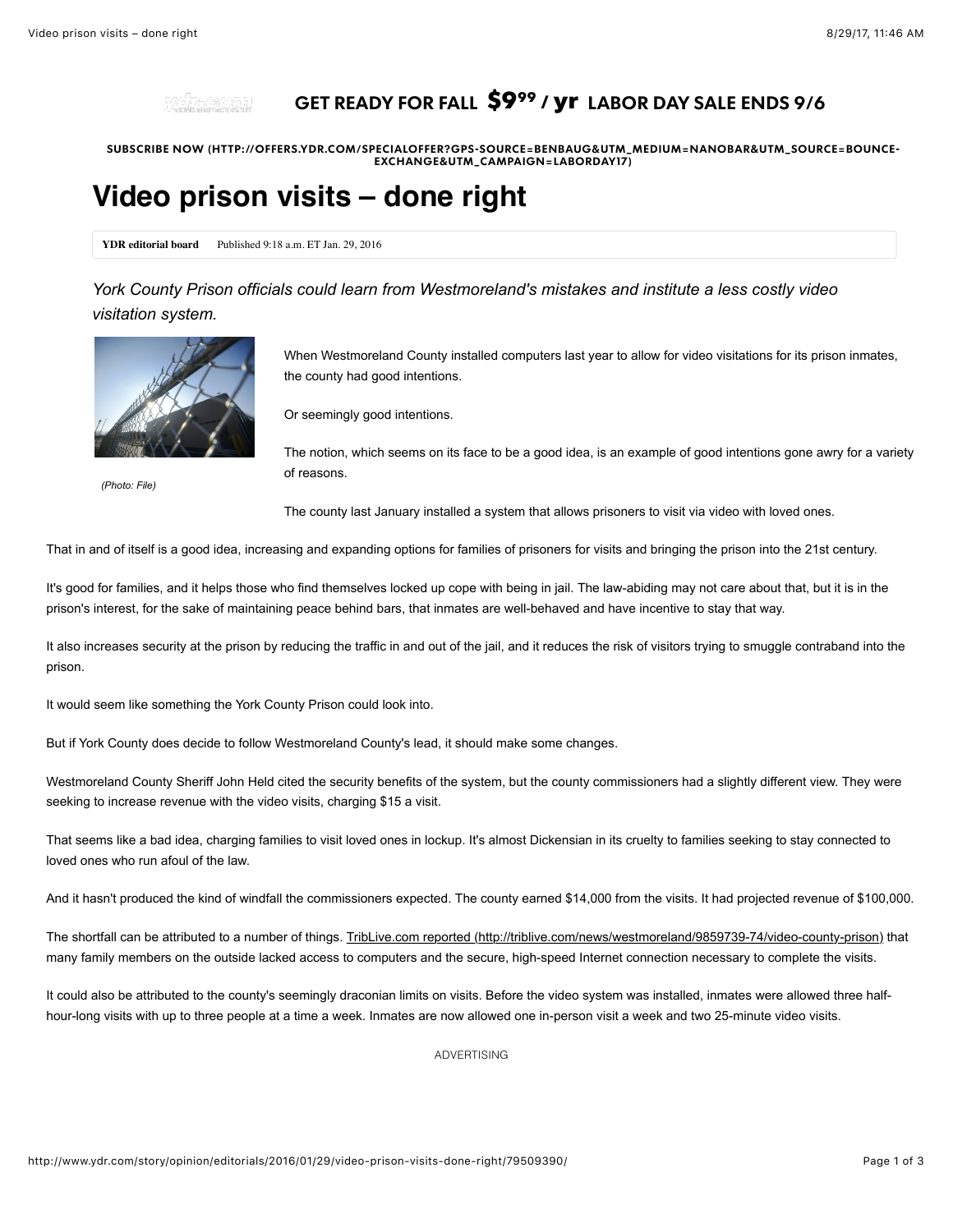GET READY FOR FALL $9.99 / yr LABOR DAY SALE ENDS 9/6

SUBSCRIBE NOW (HTTP://OFFERS.YDR.COM/SPECIALOFFER?GPS-SOURCE=BENBAUG&UTM_MEDIUM=NANOBAR&UTM_SOURCE=BOUNCE-EXCHANGE&UTM_CAMPAIGN=LABORDAY17)

# Video prison visits – done right

**YDR editorial board** Published 9:18 a.m. ET Jan. 29, 2016

*York County Prison officials could learn from Westmoreland's mistakes and institute a less costly video visitation system.*

*(Photo: File)*

When Westmoreland County installed computers last year to allow for video visitations for its prison inmates, the county had good intentions.

Or seemingly good intentions.

The notion, which seems on its face to be a good idea, is an example of good intentions gone awry for a variety of reasons.

The county last January installed a system that allows prisoners to visit via video with loved ones.

That in and of itself is a good idea, increasing and expanding options for families of prisoners for visits and bringing the prison into the 21st century.

It's good for families, and it helps those who find themselves locked up cope with being in jail. The law-abiding may not care about that, but it is in the prison's interest, for the sake of maintaining peace behind bars, that inmates are well-behaved and have incentive to stay that way.

It also increases security at the prison by reducing the traffic in and out of the jail, and it reduces the risk of visitors trying to smuggle contraband into the prison.

It would seem like something the York County Prison could look into.

But if York County does decide to follow Westmoreland County's lead, it should make some changes.

Westmoreland County Sheriff John Held cited the security benefits of the system, but the county commissioners had a slightly different view. They were seeking to increase revenue with the video visits, charging $15 a visit.

That seems like a bad idea, charging families to visit loved ones in lockup. It's almost Dickensian in its cruelty to families seeking to stay connected to loved ones who run afoul of the law.

And it hasn't produced the kind of windfall the commissioners expected. The county earned $14,000 from the visits. It had projected revenue of $100,000.

The shortfall can be attributed to a number of things. TribLive.com reported (http://triblive.com/news/westmoreland/9859739-74/video-county-prison) that many family members on the outside lacked access to computers and the secure, high-speed Internet connection necessary to complete the visits.

It could also be attributed to the county's seemingly draconian limits on visits. Before the video system was installed, inmates were allowed three half-hour-long visits with up to three people at a time a week. Inmates are now allowed one in-person visit a week and two 25-minute video visits.

ADVERTISING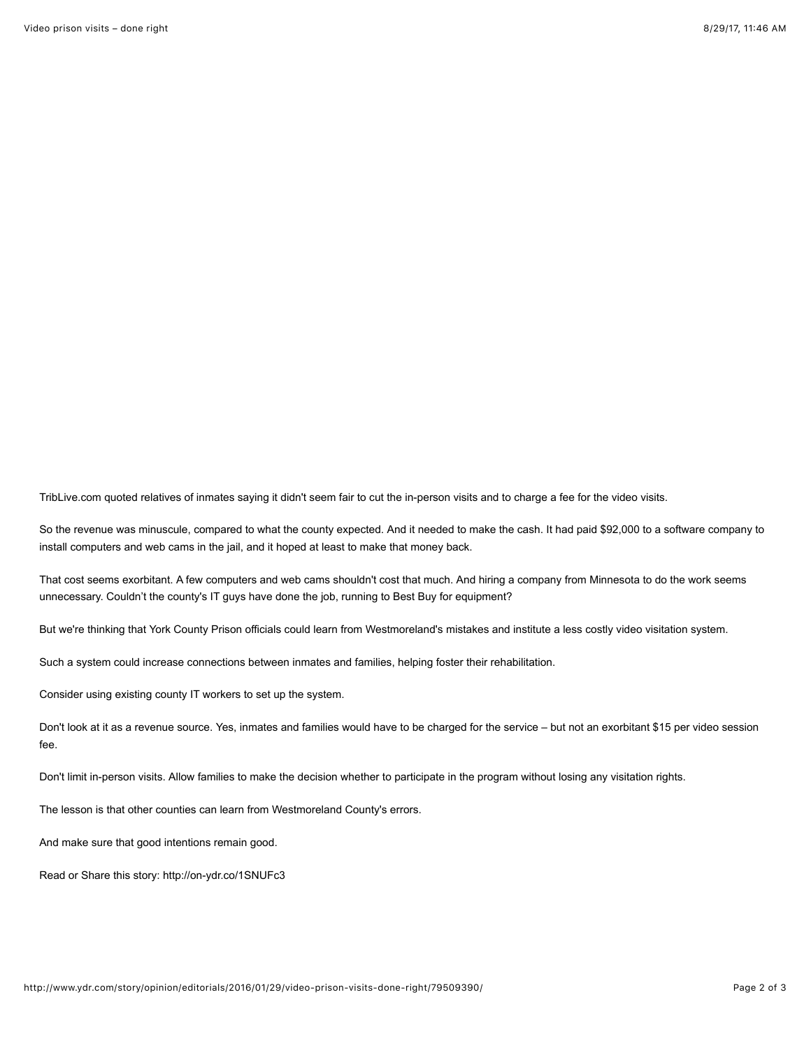TribLive.com quoted relatives of inmates saying it didn't seem fair to cut the in-person visits and to charge a fee for the video visits.

So the revenue was minuscule, compared to what the county expected. And it needed to make the cash. It had paid $92,000 to a software company to install computers and web cams in the jail, and it hoped at least to make that money back.

That cost seems exorbitant. A few computers and web cams shouldn't cost that much. And hiring a company from Minnesota to do the work seems unnecessary. Couldn't the county's IT guys have done the job, running to Best Buy for equipment?

But we're thinking that York County Prison officials could learn from Westmoreland's mistakes and institute a less costly video visitation system.

Such a system could increase connections between inmates and families, helping foster their rehabilitation.

Consider using existing county IT workers to set up the system.

Don't look at it as a revenue source. Yes, inmates and families would have to be charged for the service – but not an exorbitant $15 per video session fee.

Don't limit in-person visits. Allow families to make the decision whether to participate in the program without losing any visitation rights.

The lesson is that other counties can learn from Westmoreland County's errors.

And make sure that good intentions remain good.

Read or Share this story: http://on-ydr.co/1SNUFc3